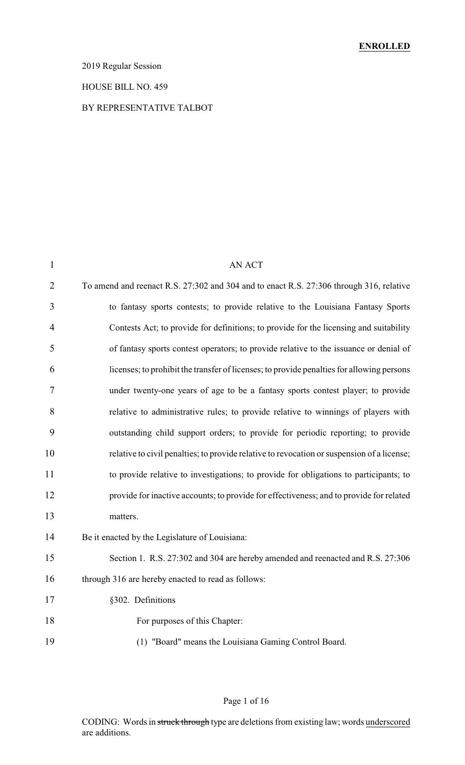**ENROLLED**

2019 Regular Session

HOUSE BILL NO. 459

BY REPRESENTATIVE TALBOT

AN ACT

To amend and reenact R.S. 27:302 and 304 and to enact R.S. 27:306 through 316, relative to fantasy sports contests; to provide relative to the Louisiana Fantasy Sports Contests Act; to provide for definitions; to provide for the licensing and suitability of fantasy sports contest operators; to provide relative to the issuance or denial of licenses; to prohibit the transfer of licenses; to provide penalties for allowing persons under twenty-one years of age to be a fantasy sports contest player; to provide relative to administrative rules; to provide relative to winnings of players with outstanding child support orders; to provide for periodic reporting; to provide relative to civil penalties; to provide relative to revocation or suspension of a license; to provide relative to investigations; to provide for obligations to participants; to provide for inactive accounts; to provide for effectiveness; and to provide for related matters.

Be it enacted by the Legislature of Louisiana:

Section 1. R.S. 27:302 and 304 are hereby amended and reenacted and R.S. 27:306 through 316 are hereby enacted to read as follows:

§302. Definitions

For purposes of this Chapter:

(1) "Board" means the Louisiana Gaming Control Board.

CODING: Words in ~~struck through~~ type are deletions from existing law; words underscored are additions.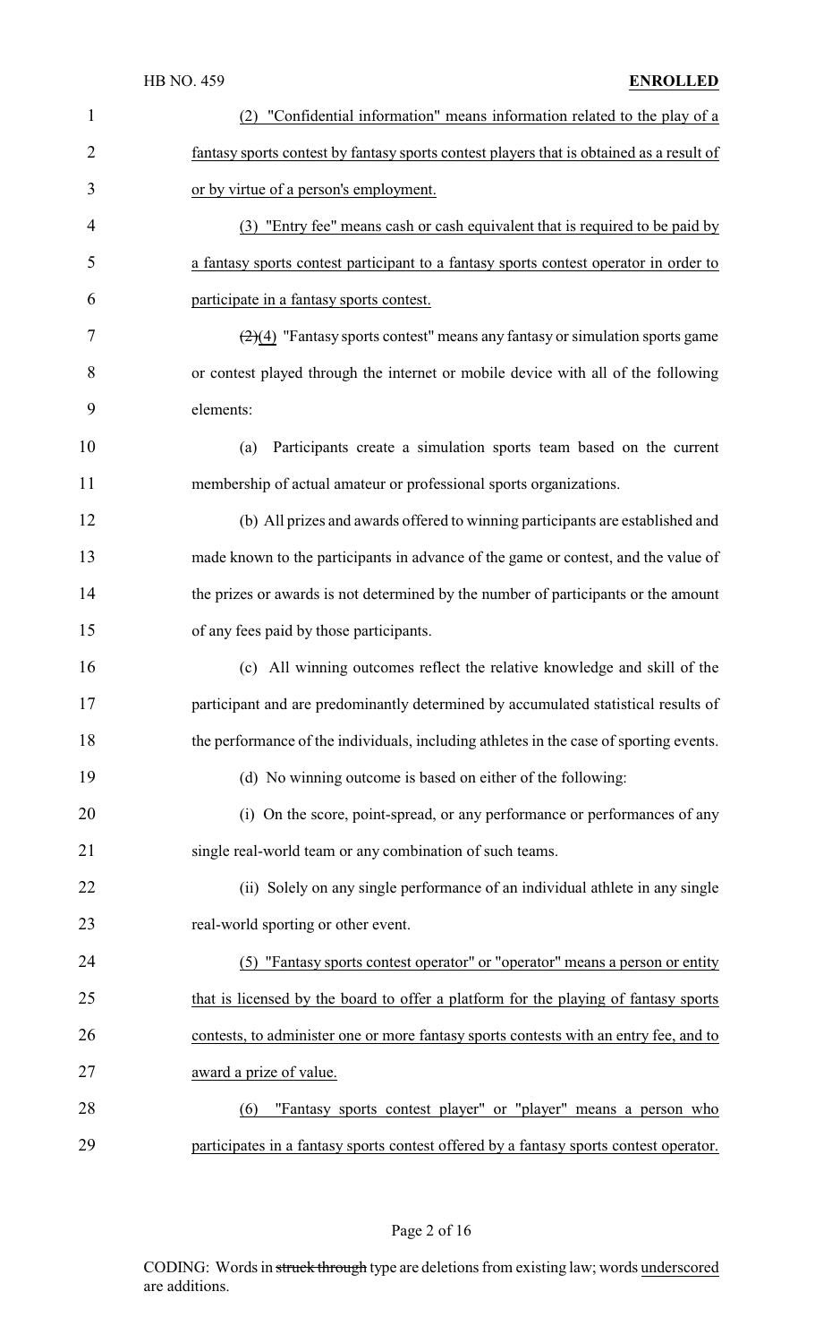(2) "Confidential information" means information related to the play of a fantasy sports contest by fantasy sports contest players that is obtained as a result of or by virtue of a person's employment.

(3) "Entry fee" means cash or cash equivalent that is required to be paid by a fantasy sports contest participant to a fantasy sports contest operator in order to participate in a fantasy sports contest.

~~(2)~~(4) "Fantasy sports contest" means any fantasy or simulation sports game or contest played through the internet or mobile device with all of the following elements:

(a) Participants create a simulation sports team based on the current membership of actual amateur or professional sports organizations.

(b) All prizes and awards offered to winning participants are established and made known to the participants in advance of the game or contest, and the value of the prizes or awards is not determined by the number of participants or the amount of any fees paid by those participants.

(c) All winning outcomes reflect the relative knowledge and skill of the participant and are predominantly determined by accumulated statistical results of the performance of the individuals, including athletes in the case of sporting events.

(d) No winning outcome is based on either of the following:

(i) On the score, point-spread, or any performance or performances of any single real-world team or any combination of such teams.

(ii) Solely on any single performance of an individual athlete in any single real-world sporting or other event.

(5) "Fantasy sports contest operator" or "operator" means a person or entity that is licensed by the board to offer a platform for the playing of fantasy sports contests, to administer one or more fantasy sports contests with an entry fee, and to award a prize of value.

(6) "Fantasy sports contest player" or "player" means a person who participates in a fantasy sports contest offered by a fantasy sports contest operator.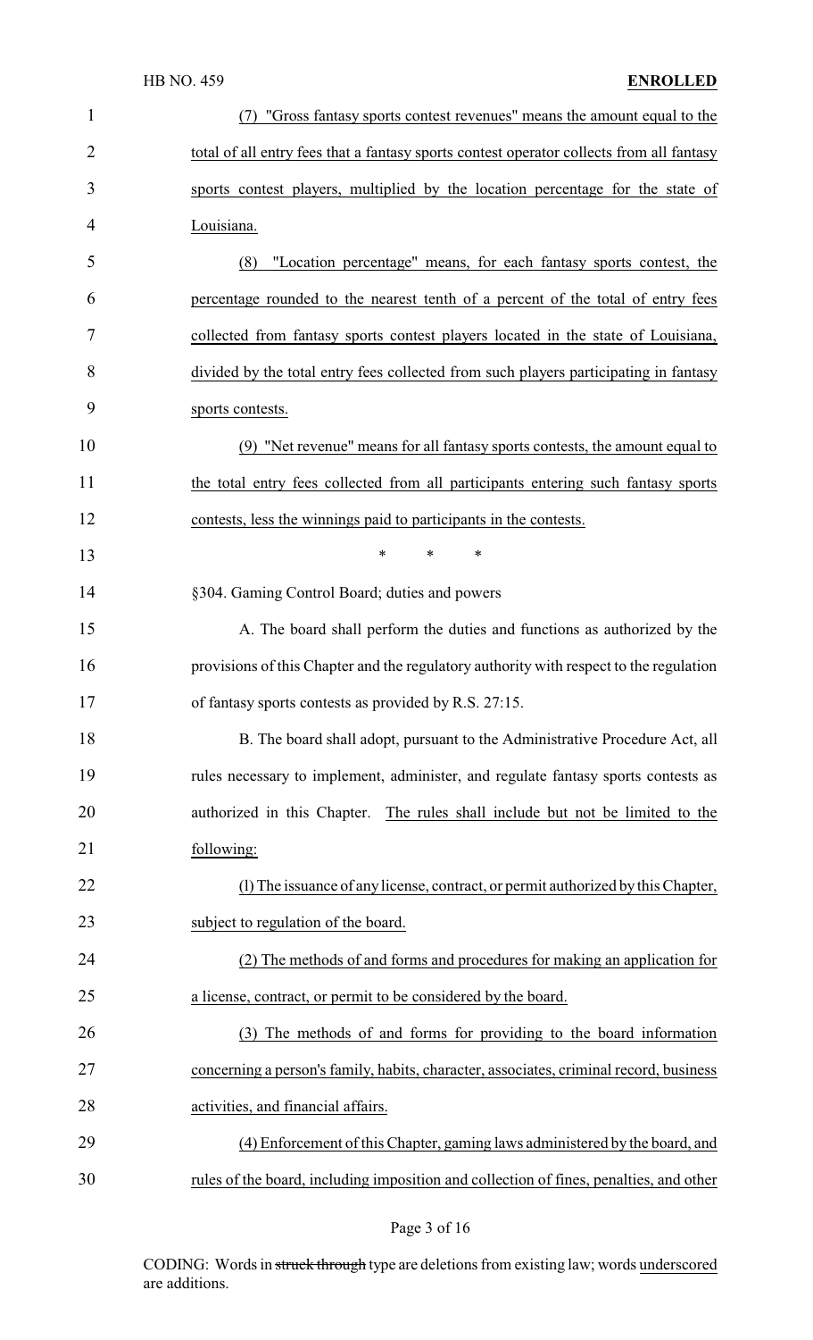(7) "Gross fantasy sports contest revenues" means the amount equal to the total of all entry fees that a fantasy sports contest operator collects from all fantasy sports contest players, multiplied by the location percentage for the state of Louisiana.

(8) "Location percentage" means, for each fantasy sports contest, the percentage rounded to the nearest tenth of a percent of the total of entry fees collected from fantasy sports contest players located in the state of Louisiana, divided by the total entry fees collected from such players participating in fantasy sports contests.

(9) "Net revenue" means for all fantasy sports contests, the amount equal to the total entry fees collected from all participants entering such fantasy sports contests, less the winnings paid to participants in the contests.

\* \* \*

§304. Gaming Control Board; duties and powers

A. The board shall perform the duties and functions as authorized by the provisions of this Chapter and the regulatory authority with respect to the regulation of fantasy sports contests as provided by R.S. 27:15.

B. The board shall adopt, pursuant to the Administrative Procedure Act, all rules necessary to implement, administer, and regulate fantasy sports contests as authorized in this Chapter. The rules shall include but not be limited to the following:

(l) The issuance of any license, contract, or permit authorized by this Chapter, subject to regulation of the board.

(2) The methods of and forms and procedures for making an application for a license, contract, or permit to be considered by the board.

(3) The methods of and forms for providing to the board information concerning a person's family, habits, character, associates, criminal record, business activities, and financial affairs.

(4) Enforcement of this Chapter, gaming laws administered by the board, and rules of the board, including imposition and collection of fines, penalties, and other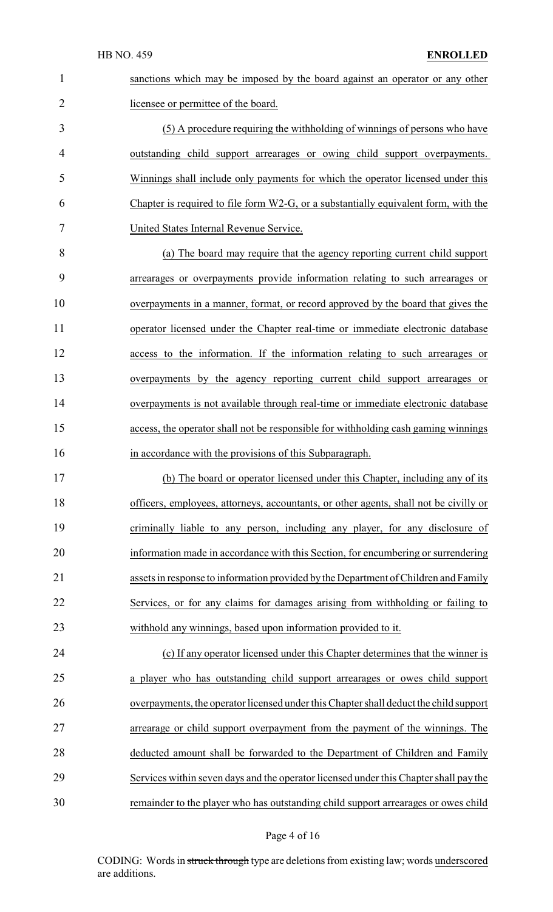sanctions which may be imposed by the board against an operator or any other licensee or permittee of the board.

(5) A procedure requiring the withholding of winnings of persons who have outstanding child support arrearages or owing child support overpayments. Winnings shall include only payments for which the operator licensed under this Chapter is required to file form W2-G, or a substantially equivalent form, with the United States Internal Revenue Service.

(a) The board may require that the agency reporting current child support arrearages or overpayments provide information relating to such arrearages or overpayments in a manner, format, or record approved by the board that gives the operator licensed under the Chapter real-time or immediate electronic database access to the information. If the information relating to such arrearages or overpayments by the agency reporting current child support arrearages or overpayments is not available through real-time or immediate electronic database access, the operator shall not be responsible for withholding cash gaming winnings in accordance with the provisions of this Subparagraph.

(b) The board or operator licensed under this Chapter, including any of its officers, employees, attorneys, accountants, or other agents, shall not be civilly or criminally liable to any person, including any player, for any disclosure of information made in accordance with this Section, for encumbering or surrendering assets in response to information provided by the Department of Children and Family Services, or for any claims for damages arising from withholding or failing to withhold any winnings, based upon information provided to it.

(c) If any operator licensed under this Chapter determines that the winner is a player who has outstanding child support arrearages or owes child support overpayments, the operator licensed under this Chapter shall deduct the child support arrearage or child support overpayment from the payment of the winnings. The deducted amount shall be forwarded to the Department of Children and Family Services within seven days and the operator licensed under this Chapter shall pay the remainder to the player who has outstanding child support arrearages or owes child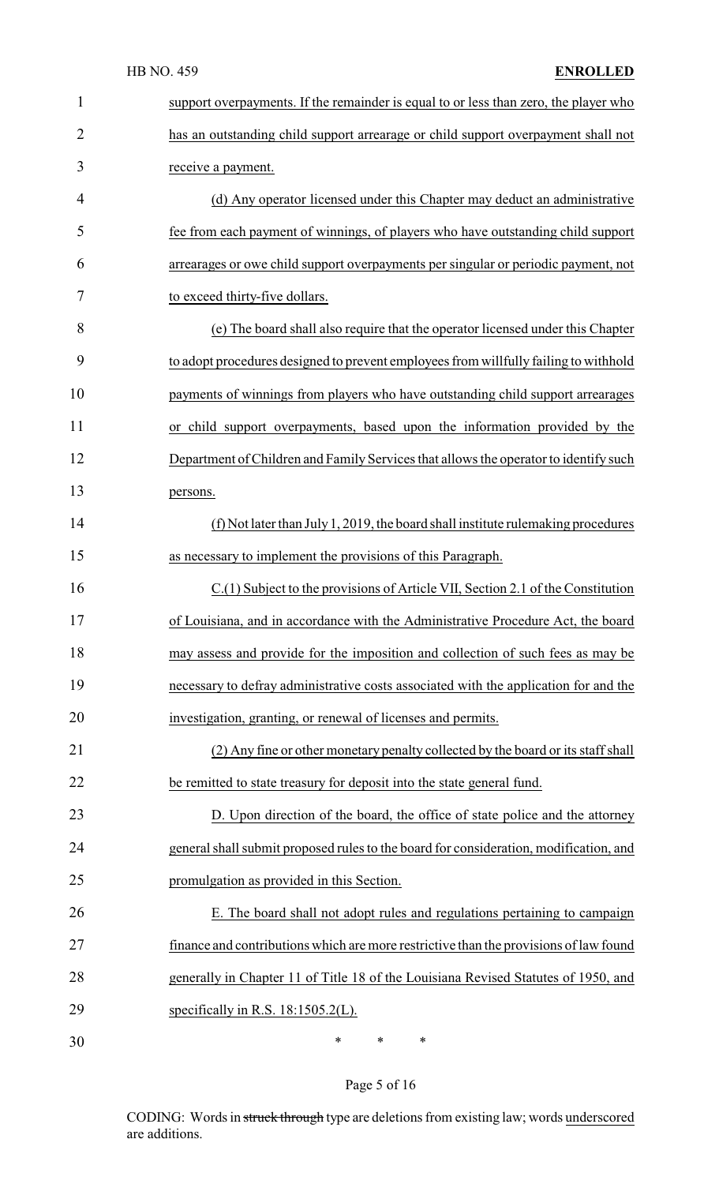support overpayments. If the remainder is equal to or less than zero, the player who has an outstanding child support arrearage or child support overpayment shall not receive a payment.

(d) Any operator licensed under this Chapter may deduct an administrative fee from each payment of winnings, of players who have outstanding child support arrearages or owe child support overpayments per singular or periodic payment, not to exceed thirty-five dollars.

(e) The board shall also require that the operator licensed under this Chapter to adopt procedures designed to prevent employees from willfully failing to withhold payments of winnings from players who have outstanding child support arrearages or child support overpayments, based upon the information provided by the Department of Children and Family Services that allows the operator to identify such persons.

(f) Not later than July 1, 2019, the board shall institute rulemaking procedures as necessary to implement the provisions of this Paragraph.

C.(1) Subject to the provisions of Article VII, Section 2.1 of the Constitution of Louisiana, and in accordance with the Administrative Procedure Act, the board may assess and provide for the imposition and collection of such fees as may be necessary to defray administrative costs associated with the application for and the investigation, granting, or renewal of licenses and permits.

(2) Any fine or other monetary penalty collected by the board or its staff shall be remitted to state treasury for deposit into the state general fund.

D. Upon direction of the board, the office of state police and the attorney general shall submit proposed rules to the board for consideration, modification, and promulgation as provided in this Section.

E. The board shall not adopt rules and regulations pertaining to campaign finance and contributions which are more restrictive than the provisions of law found generally in Chapter 11 of Title 18 of the Louisiana Revised Statutes of 1950, and specifically in R.S. 18:1505.2(L).

\* \* \*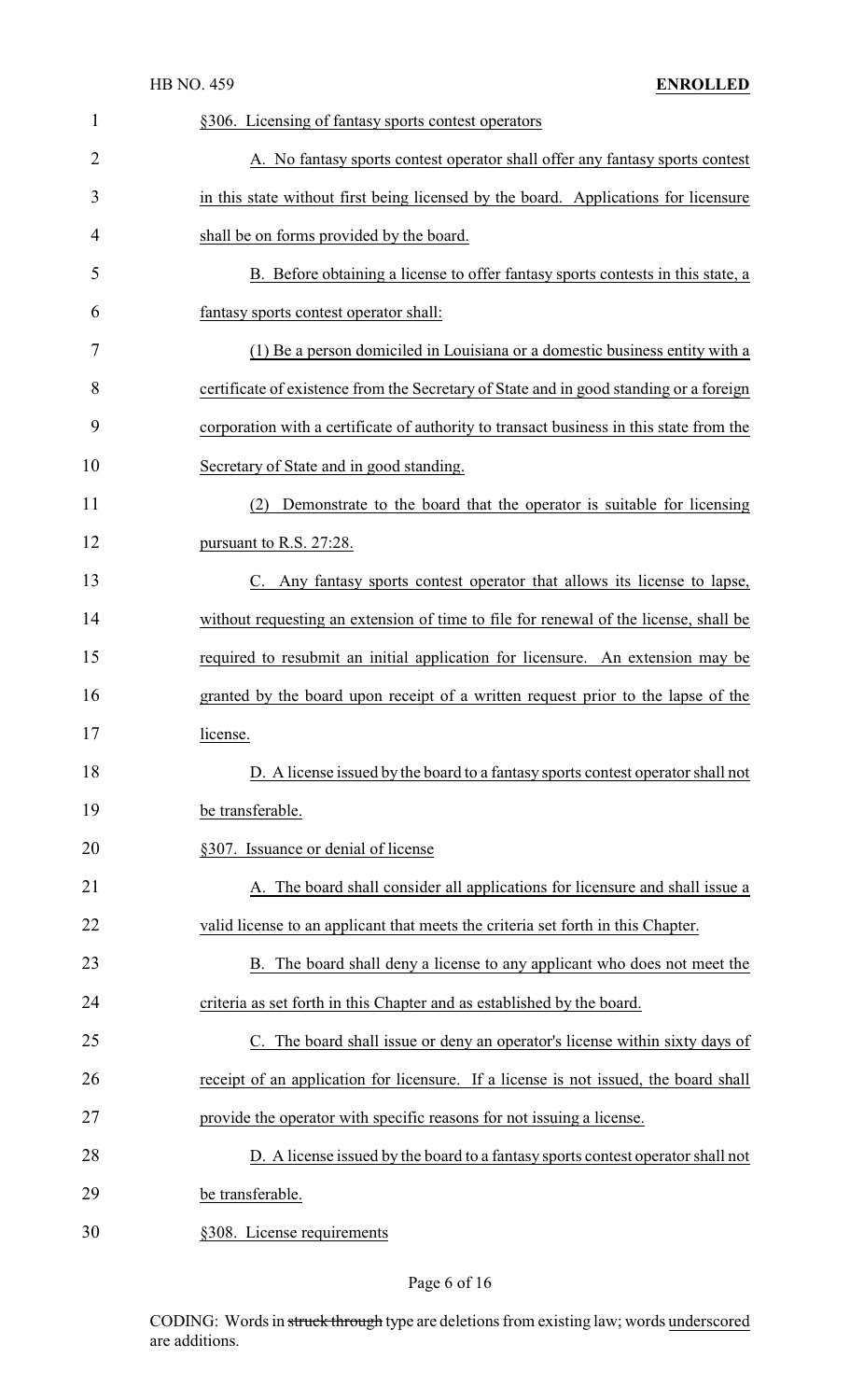§306. Licensing of fantasy sports contest operators

A. No fantasy sports contest operator shall offer any fantasy sports contest in this state without first being licensed by the board. Applications for licensure shall be on forms provided by the board.

B. Before obtaining a license to offer fantasy sports contests in this state, a fantasy sports contest operator shall:

(1) Be a person domiciled in Louisiana or a domestic business entity with a certificate of existence from the Secretary of State and in good standing or a foreign corporation with a certificate of authority to transact business in this state from the Secretary of State and in good standing.

(2) Demonstrate to the board that the operator is suitable for licensing pursuant to R.S. 27:28.

C. Any fantasy sports contest operator that allows its license to lapse, without requesting an extension of time to file for renewal of the license, shall be required to resubmit an initial application for licensure. An extension may be granted by the board upon receipt of a written request prior to the lapse of the license.

D. A license issued by the board to a fantasy sports contest operator shall not be transferable.

§307. Issuance or denial of license

A. The board shall consider all applications for licensure and shall issue a valid license to an applicant that meets the criteria set forth in this Chapter.

B. The board shall deny a license to any applicant who does not meet the criteria as set forth in this Chapter and as established by the board.

C. The board shall issue or deny an operator's license within sixty days of receipt of an application for licensure. If a license is not issued, the board shall provide the operator with specific reasons for not issuing a license.

D. A license issued by the board to a fantasy sports contest operator shall not be transferable.

§308. License requirements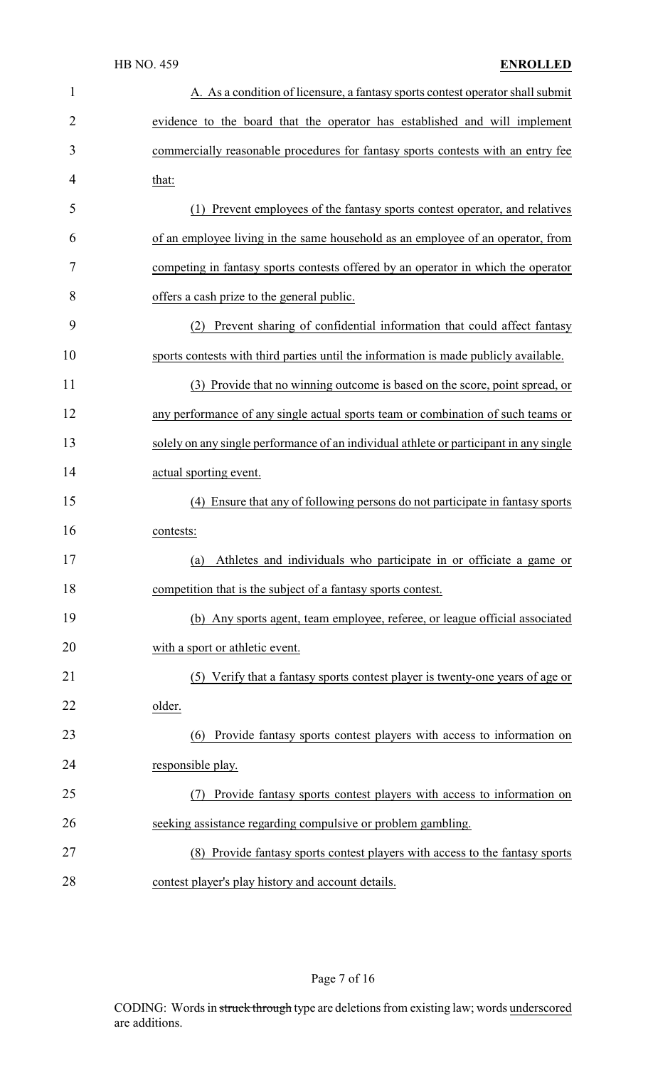A. As a condition of licensure, a fantasy sports contest operator shall submit evidence to the board that the operator has established and will implement commercially reasonable procedures for fantasy sports contests with an entry fee that:

(1) Prevent employees of the fantasy sports contest operator, and relatives of an employee living in the same household as an employee of an operator, from competing in fantasy sports contests offered by an operator in which the operator offers a cash prize to the general public.

(2) Prevent sharing of confidential information that could affect fantasy sports contests with third parties until the information is made publicly available.

(3) Provide that no winning outcome is based on the score, point spread, or any performance of any single actual sports team or combination of such teams or solely on any single performance of an individual athlete or participant in any single actual sporting event.

(4) Ensure that any of following persons do not participate in fantasy sports contests:

(a) Athletes and individuals who participate in or officiate a game or competition that is the subject of a fantasy sports contest.

(b) Any sports agent, team employee, referee, or league official associated with a sport or athletic event.

(5) Verify that a fantasy sports contest player is twenty-one years of age or older.

(6) Provide fantasy sports contest players with access to information on responsible play.

(7) Provide fantasy sports contest players with access to information on seeking assistance regarding compulsive or problem gambling.

(8) Provide fantasy sports contest players with access to the fantasy sports contest player's play history and account details.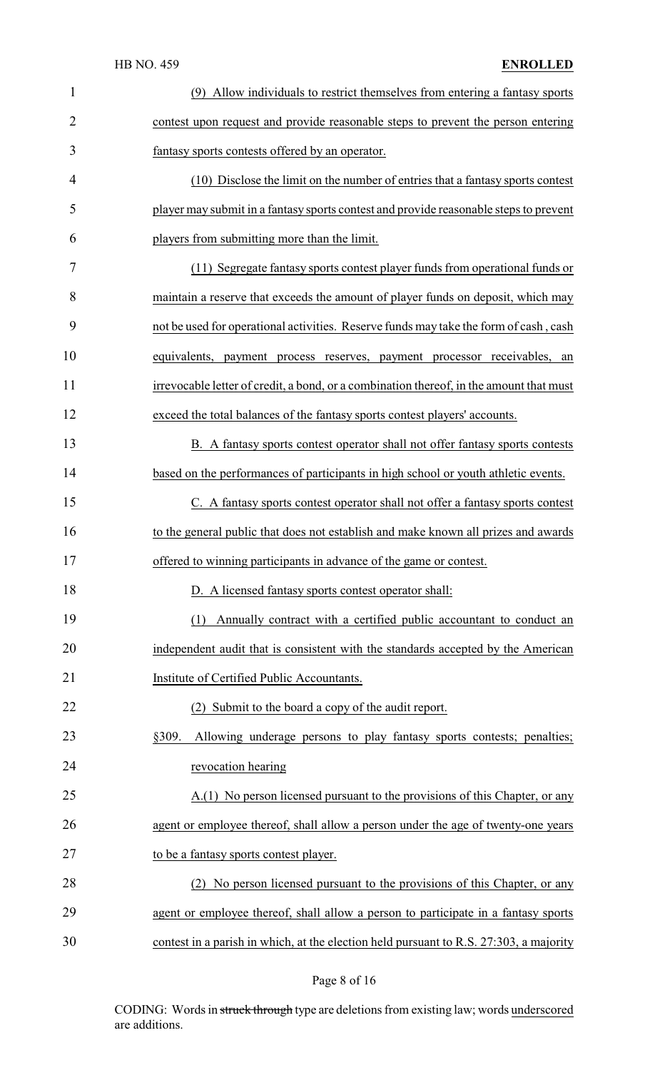(9) Allow individuals to restrict themselves from entering a fantasy sports contest upon request and provide reasonable steps to prevent the person entering fantasy sports contests offered by an operator.

(10) Disclose the limit on the number of entries that a fantasy sports contest player may submit in a fantasy sports contest and provide reasonable steps to prevent players from submitting more than the limit.

(11) Segregate fantasy sports contest player funds from operational funds or maintain a reserve that exceeds the amount of player funds on deposit, which may not be used for operational activities. Reserve funds may take the form of cash , cash equivalents, payment process reserves, payment processor receivables, an irrevocable letter of credit, a bond, or a combination thereof, in the amount that must exceed the total balances of the fantasy sports contest players' accounts.

B. A fantasy sports contest operator shall not offer fantasy sports contests based on the performances of participants in high school or youth athletic events.

C. A fantasy sports contest operator shall not offer a fantasy sports contest to the general public that does not establish and make known all prizes and awards offered to winning participants in advance of the game or contest.

D. A licensed fantasy sports contest operator shall:

(1) Annually contract with a certified public accountant to conduct an independent audit that is consistent with the standards accepted by the American Institute of Certified Public Accountants.

(2) Submit to the board a copy of the audit report.

§309. Allowing underage persons to play fantasy sports contests; penalties; revocation hearing

A.(1) No person licensed pursuant to the provisions of this Chapter, or any agent or employee thereof, shall allow a person under the age of twenty-one years to be a fantasy sports contest player.

(2) No person licensed pursuant to the provisions of this Chapter, or any agent or employee thereof, shall allow a person to participate in a fantasy sports contest in a parish in which, at the election held pursuant to R.S. 27:303, a majority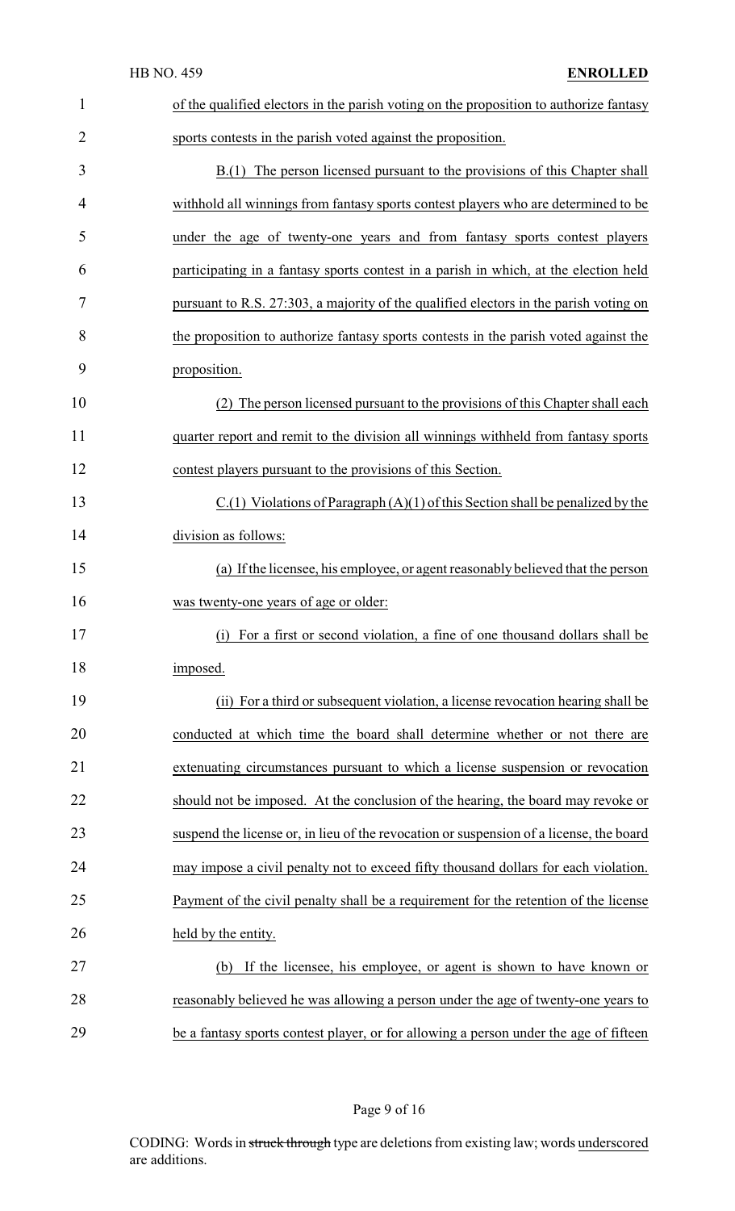of the qualified electors in the parish voting on the proposition to authorize fantasy sports contests in the parish voted against the proposition.

B.(1) The person licensed pursuant to the provisions of this Chapter shall withhold all winnings from fantasy sports contest players who are determined to be under the age of twenty-one years and from fantasy sports contest players participating in a fantasy sports contest in a parish in which, at the election held pursuant to R.S. 27:303, a majority of the qualified electors in the parish voting on the proposition to authorize fantasy sports contests in the parish voted against the proposition.

(2) The person licensed pursuant to the provisions of this Chapter shall each quarter report and remit to the division all winnings withheld from fantasy sports contest players pursuant to the provisions of this Section.

C.(1) Violations of Paragraph (A)(1) of this Section shall be penalized by the division as follows:

(a) If the licensee, his employee, or agent reasonably believed that the person was twenty-one years of age or older:

(i) For a first or second violation, a fine of one thousand dollars shall be imposed.

(ii) For a third or subsequent violation, a license revocation hearing shall be conducted at which time the board shall determine whether or not there are extenuating circumstances pursuant to which a license suspension or revocation should not be imposed. At the conclusion of the hearing, the board may revoke or suspend the license or, in lieu of the revocation or suspension of a license, the board may impose a civil penalty not to exceed fifty thousand dollars for each violation. Payment of the civil penalty shall be a requirement for the retention of the license held by the entity.

(b) If the licensee, his employee, or agent is shown to have known or reasonably believed he was allowing a person under the age of twenty-one years to be a fantasy sports contest player, or for allowing a person under the age of fifteen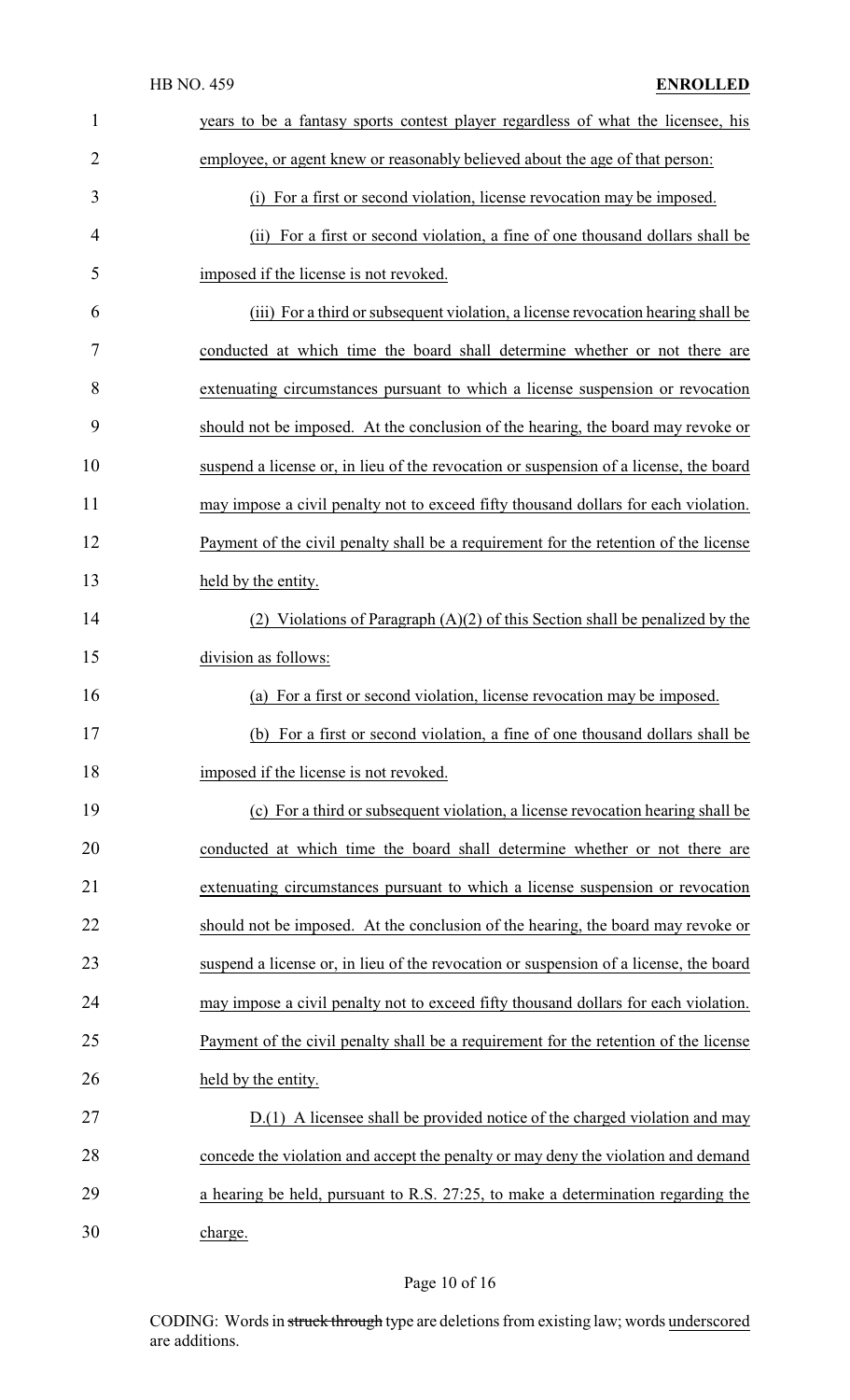years to be a fantasy sports contest player regardless of what the licensee, his employee, or agent knew or reasonably believed about the age of that person:

(i) For a first or second violation, license revocation may be imposed.

(ii) For a first or second violation, a fine of one thousand dollars shall be imposed if the license is not revoked.

(iii) For a third or subsequent violation, a license revocation hearing shall be conducted at which time the board shall determine whether or not there are extenuating circumstances pursuant to which a license suspension or revocation should not be imposed. At the conclusion of the hearing, the board may revoke or suspend a license or, in lieu of the revocation or suspension of a license, the board may impose a civil penalty not to exceed fifty thousand dollars for each violation. Payment of the civil penalty shall be a requirement for the retention of the license held by the entity.

(2) Violations of Paragraph (A)(2) of this Section shall be penalized by the division as follows:

(a) For a first or second violation, license revocation may be imposed.

(b) For a first or second violation, a fine of one thousand dollars shall be imposed if the license is not revoked.

(c) For a third or subsequent violation, a license revocation hearing shall be conducted at which time the board shall determine whether or not there are extenuating circumstances pursuant to which a license suspension or revocation should not be imposed. At the conclusion of the hearing, the board may revoke or suspend a license or, in lieu of the revocation or suspension of a license, the board may impose a civil penalty not to exceed fifty thousand dollars for each violation. Payment of the civil penalty shall be a requirement for the retention of the license held by the entity.

D.(1) A licensee shall be provided notice of the charged violation and may concede the violation and accept the penalty or may deny the violation and demand a hearing be held, pursuant to R.S. 27:25, to make a determination regarding the charge.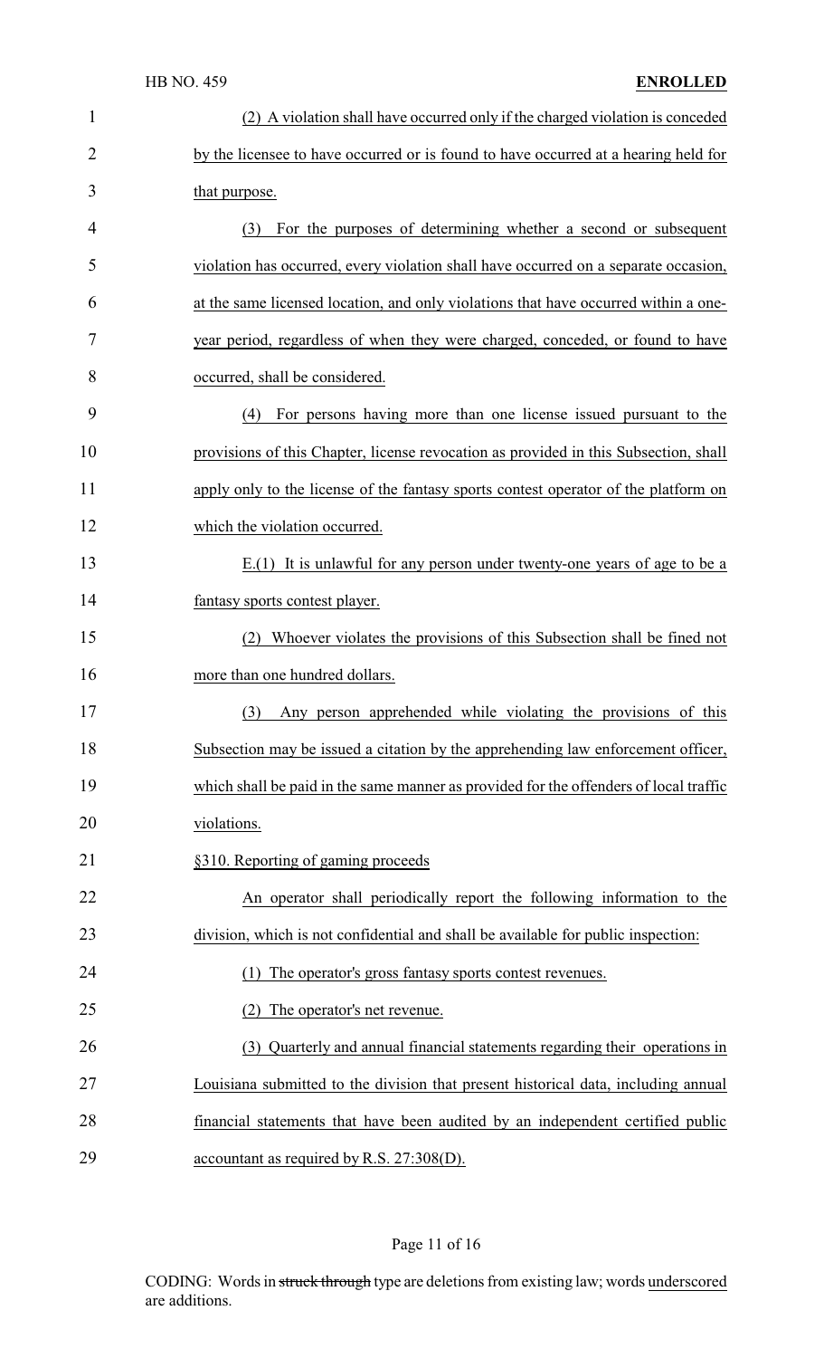(2) A violation shall have occurred only if the charged violation is conceded by the licensee to have occurred or is found to have occurred at a hearing held for that purpose.

(3) For the purposes of determining whether a second or subsequent violation has occurred, every violation shall have occurred on a separate occasion, at the same licensed location, and only violations that have occurred within a one-year period, regardless of when they were charged, conceded, or found to have occurred, shall be considered.

(4) For persons having more than one license issued pursuant to the provisions of this Chapter, license revocation as provided in this Subsection, shall apply only to the license of the fantasy sports contest operator of the platform on which the violation occurred.

E.(1) It is unlawful for any person under twenty-one years of age to be a fantasy sports contest player.

(2) Whoever violates the provisions of this Subsection shall be fined not more than one hundred dollars.

(3) Any person apprehended while violating the provisions of this Subsection may be issued a citation by the apprehending law enforcement officer, which shall be paid in the same manner as provided for the offenders of local traffic violations.

§310. Reporting of gaming proceeds

An operator shall periodically report the following information to the division, which is not confidential and shall be available for public inspection:

(1) The operator's gross fantasy sports contest revenues.

(2) The operator's net revenue.

(3) Quarterly and annual financial statements regarding their operations in Louisiana submitted to the division that present historical data, including annual financial statements that have been audited by an independent certified public accountant as required by R.S. 27:308(D).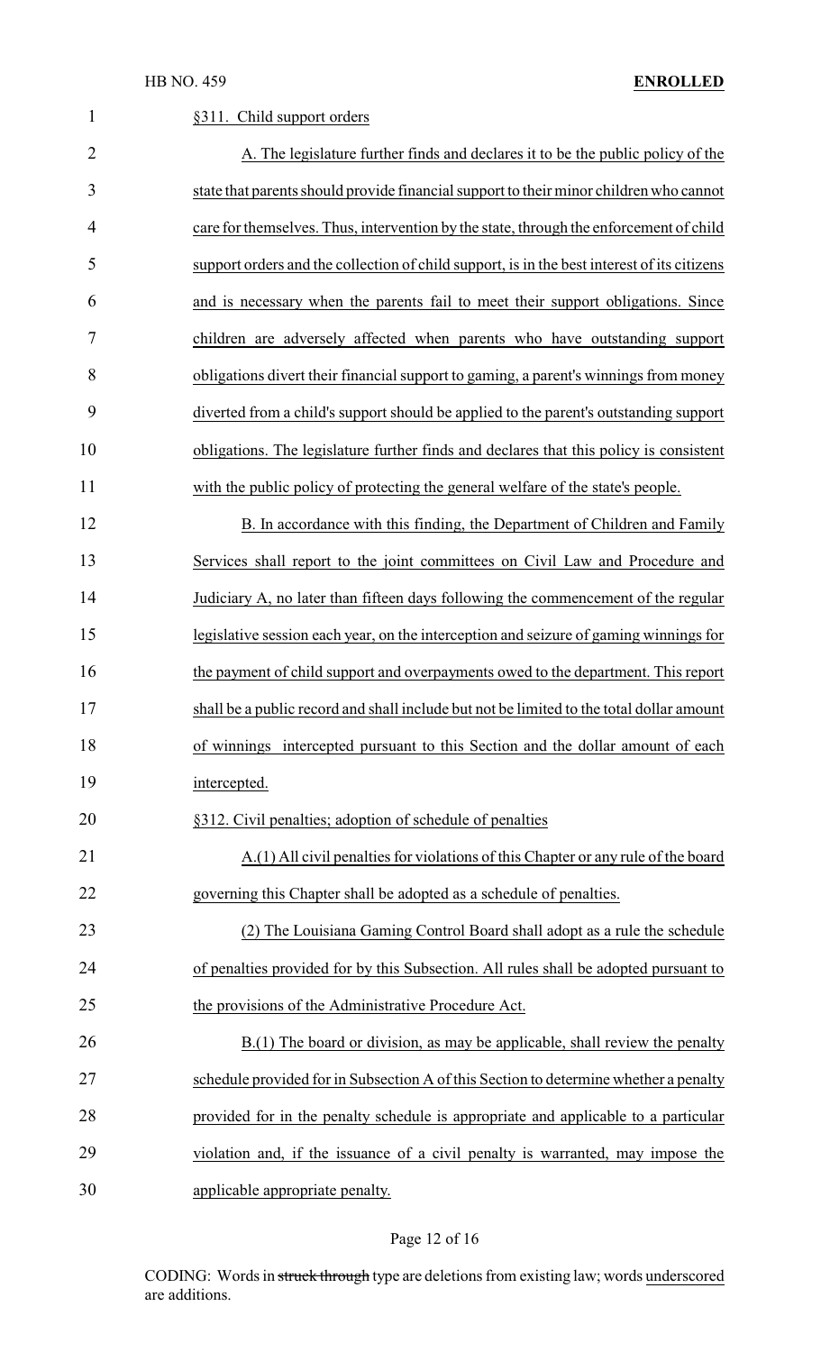§311. Child support orders

A. The legislature further finds and declares it to be the public policy of the state that parents should provide financial support to their minor children who cannot care for themselves. Thus, intervention by the state, through the enforcement of child support orders and the collection of child support, is in the best interest of its citizens and is necessary when the parents fail to meet their support obligations. Since children are adversely affected when parents who have outstanding support obligations divert their financial support to gaming, a parent's winnings from money diverted from a child's support should be applied to the parent's outstanding support obligations. The legislature further finds and declares that this policy is consistent with the public policy of protecting the general welfare of the state's people.

B. In accordance with this finding, the Department of Children and Family Services shall report to the joint committees on Civil Law and Procedure and Judiciary A, no later than fifteen days following the commencement of the regular legislative session each year, on the interception and seizure of gaming winnings for the payment of child support and overpayments owed to the department. This report shall be a public record and shall include but not be limited to the total dollar amount of winnings intercepted pursuant to this Section and the dollar amount of each intercepted.

§312. Civil penalties; adoption of schedule of penalties

A.(1) All civil penalties for violations of this Chapter or any rule of the board governing this Chapter shall be adopted as a schedule of penalties.

(2) The Louisiana Gaming Control Board shall adopt as a rule the schedule of penalties provided for by this Subsection. All rules shall be adopted pursuant to the provisions of the Administrative Procedure Act.

B.(1) The board or division, as may be applicable, shall review the penalty schedule provided for in Subsection A of this Section to determine whether a penalty provided for in the penalty schedule is appropriate and applicable to a particular violation and, if the issuance of a civil penalty is warranted, may impose the applicable appropriate penalty.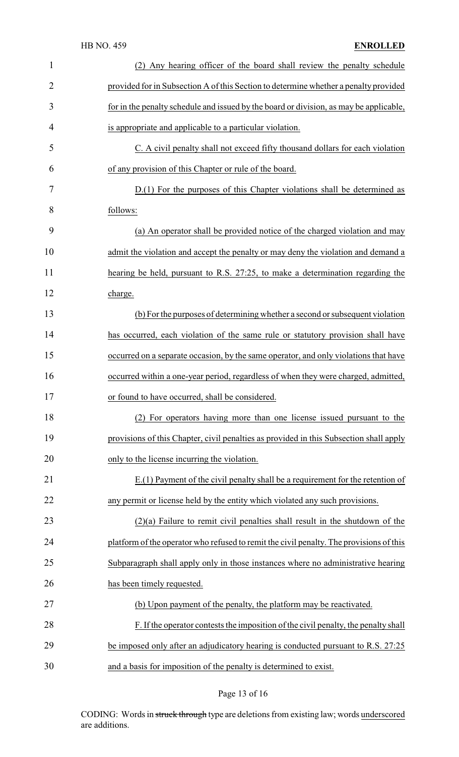(2) Any hearing officer of the board shall review the penalty schedule provided for in Subsection A of this Section to determine whether a penalty provided for in the penalty schedule and issued by the board or division, as may be applicable, is appropriate and applicable to a particular violation.

C. A civil penalty shall not exceed fifty thousand dollars for each violation of any provision of this Chapter or rule of the board.

D.(1) For the purposes of this Chapter violations shall be determined as follows:

(a) An operator shall be provided notice of the charged violation and may admit the violation and accept the penalty or may deny the violation and demand a hearing be held, pursuant to R.S. 27:25, to make a determination regarding the charge.

(b) For the purposes of determining whether a second or subsequent violation has occurred, each violation of the same rule or statutory provision shall have occurred on a separate occasion, by the same operator, and only violations that have occurred within a one-year period, regardless of when they were charged, admitted, or found to have occurred, shall be considered.

(2) For operators having more than one license issued pursuant to the provisions of this Chapter, civil penalties as provided in this Subsection shall apply only to the license incurring the violation.

E.(1) Payment of the civil penalty shall be a requirement for the retention of any permit or license held by the entity which violated any such provisions.

(2)(a) Failure to remit civil penalties shall result in the shutdown of the platform of the operator who refused to remit the civil penalty. The provisions of this Subparagraph shall apply only in those instances where no administrative hearing has been timely requested.

(b) Upon payment of the penalty, the platform may be reactivated.

F. If the operator contests the imposition of the civil penalty, the penalty shall be imposed only after an adjudicatory hearing is conducted pursuant to R.S. 27:25 and a basis for imposition of the penalty is determined to exist.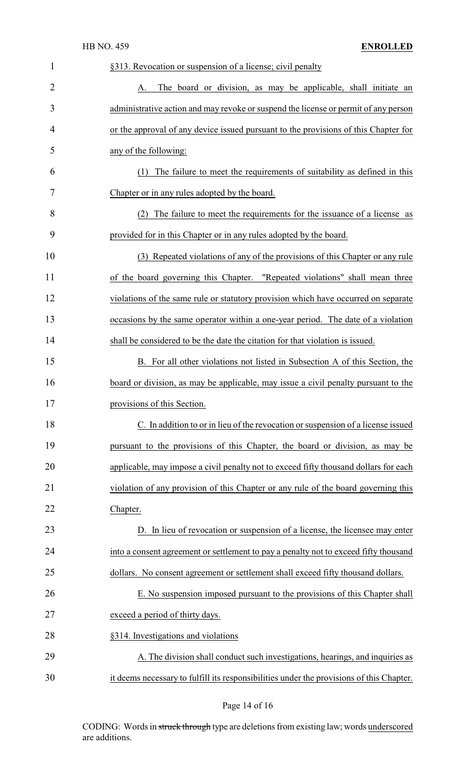§313. Revocation or suspension of a license; civil penalty

A. The board or division, as may be applicable, shall initiate an administrative action and may revoke or suspend the license or permit of any person or the approval of any device issued pursuant to the provisions of this Chapter for any of the following:

(1) The failure to meet the requirements of suitability as defined in this Chapter or in any rules adopted by the board.

(2) The failure to meet the requirements for the issuance of a license as provided for in this Chapter or in any rules adopted by the board.

(3) Repeated violations of any of the provisions of this Chapter or any rule of the board governing this Chapter. "Repeated violations" shall mean three violations of the same rule or statutory provision which have occurred on separate occasions by the same operator within a one-year period. The date of a violation shall be considered to be the date the citation for that violation is issued.

B. For all other violations not listed in Subsection A of this Section, the board or division, as may be applicable, may issue a civil penalty pursuant to the provisions of this Section.

C. In addition to or in lieu of the revocation or suspension of a license issued pursuant to the provisions of this Chapter, the board or division, as may be applicable, may impose a civil penalty not to exceed fifty thousand dollars for each violation of any provision of this Chapter or any rule of the board governing this Chapter.

D. In lieu of revocation or suspension of a license, the licensee may enter into a consent agreement or settlement to pay a penalty not to exceed fifty thousand dollars. No consent agreement or settlement shall exceed fifty thousand dollars.

E. No suspension imposed pursuant to the provisions of this Chapter shall exceed a period of thirty days.

§314. Investigations and violations

A. The division shall conduct such investigations, hearings, and inquiries as it deems necessary to fulfill its responsibilities under the provisions of this Chapter.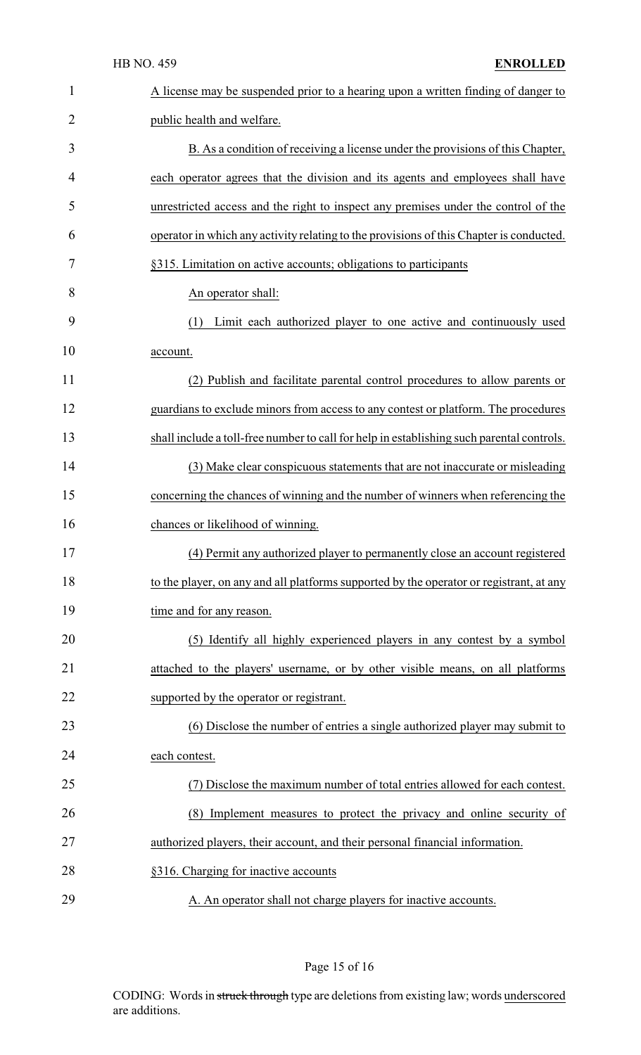A license may be suspended prior to a hearing upon a written finding of danger to public health and welfare.

B. As a condition of receiving a license under the provisions of this Chapter, each operator agrees that the division and its agents and employees shall have unrestricted access and the right to inspect any premises under the control of the operator in which any activity relating to the provisions of this Chapter is conducted.

§315. Limitation on active accounts; obligations to participants

An operator shall:

(1) Limit each authorized player to one active and continuously used account.

(2) Publish and facilitate parental control procedures to allow parents or guardians to exclude minors from access to any contest or platform. The procedures shall include a toll-free number to call for help in establishing such parental controls.

(3) Make clear conspicuous statements that are not inaccurate or misleading concerning the chances of winning and the number of winners when referencing the chances or likelihood of winning.

(4) Permit any authorized player to permanently close an account registered to the player, on any and all platforms supported by the operator or registrant, at any time and for any reason.

(5) Identify all highly experienced players in any contest by a symbol attached to the players' username, or by other visible means, on all platforms supported by the operator or registrant.

(6) Disclose the number of entries a single authorized player may submit to each contest.

(7) Disclose the maximum number of total entries allowed for each contest.

(8) Implement measures to protect the privacy and online security of authorized players, their account, and their personal financial information.

§316. Charging for inactive accounts

A. An operator shall not charge players for inactive accounts.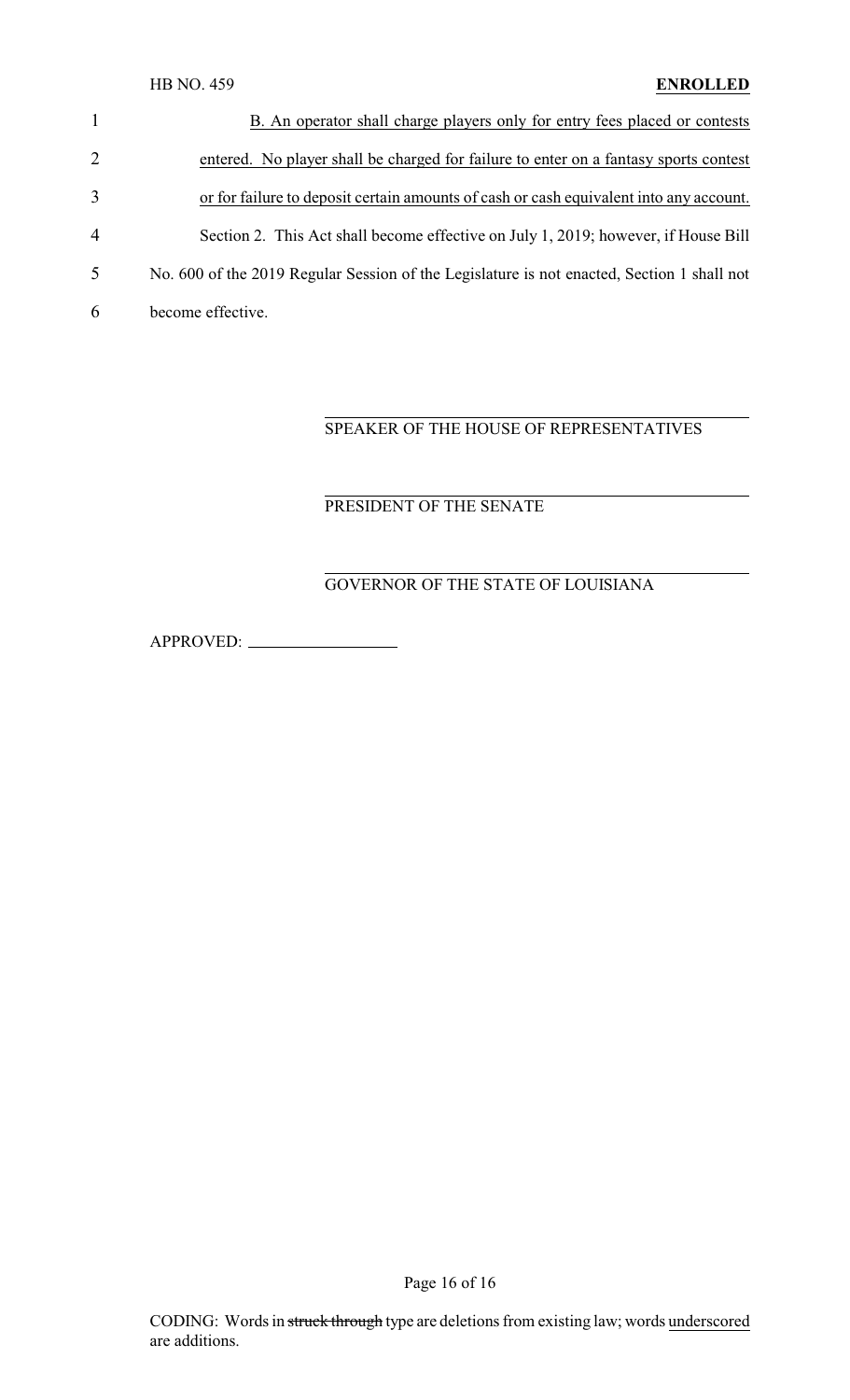B. An operator shall charge players only for entry fees placed or contests entered. No player shall be charged for failure to enter on a fantasy sports contest or for failure to deposit certain amounts of cash or cash equivalent into any account.

Section 2. This Act shall become effective on July 1, 2019; however, if House Bill No. 600 of the 2019 Regular Session of the Legislature is not enacted, Section 1 shall not become effective.

SPEAKER OF THE HOUSE OF REPRESENTATIVES

PRESIDENT OF THE SENATE

GOVERNOR OF THE STATE OF LOUISIANA

APPROVED: \_\_\_\_\_\_\_\_\_\_\_\_\_\_\_\_\_\_

CODING: Words in ~~struck through~~ type are deletions from existing law; words underscored are additions.